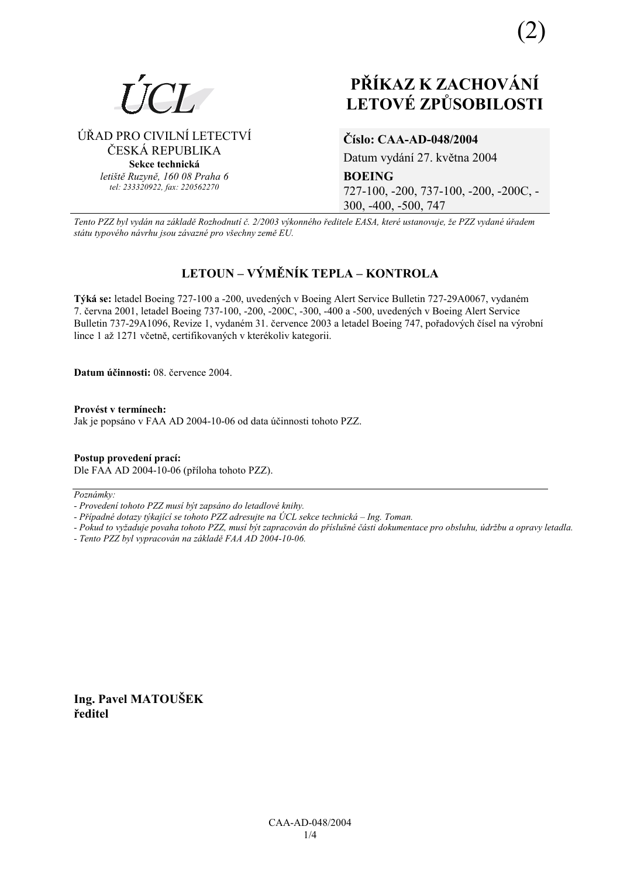(2)

ÚCL

ÚŘAD PRO CIVILNÍ LETECTVÍ
ČESKÁ REPUBLIKA
**Sekce technická**
*letiště Ruzyně, 160 08 Praha 6*
*tel: 233320922, fax: 220562270*

# PŘÍKAZ K ZACHOVÁNÍ LETOVÉ ZPŮSOBILOSTI

**Číslo: CAA-AD-048/2004**
Datum vydání 27. května 2004
**BOEING**
727-100, -200, 737-100, -200, -200C, -300, -400, -500, 747

*Tento PZZ byl vydán na základě Rozhodnutí č. 2/2003 výkonného ředitele EASA, které ustanovuje, že PZZ vydané úřadem státu typového návrhu jsou závazné pro všechny země EU.*

## LETOUN – VÝMĚNÍK TEPLA – KONTROLA

**Týká se:** letadel Boeing 727-100 a -200, uvedených v Boeing Alert Service Bulletin 727-29A0067, vydaném 7. června 2001, letadel Boeing 737-100, -200, -200C, -300, -400 a -500, uvedených v Boeing Alert Service Bulletin 737-29A1096, Revize 1, vydaném 31. července 2003 a letadel Boeing 747, pořadových čísel na výrobní lince 1 až 1271 včetně, certifikovaných v kterékoliv kategorii.

**Datum účinnosti:** 08. července 2004.

**Provést v termínech:**
Jak je popsáno v FAA AD 2004-10-06 od data účinnosti tohoto PZZ.

**Postup provedení prací:**
Dle FAA AD 2004-10-06 (příloha tohoto PZZ).

*Poznámky:*
*- Provedení tohoto PZZ musí být zapsáno do letadlové knihy.*
*- Případné dotazy týkající se tohoto PZZ adresujte na ÚCL sekce technická – Ing. Toman.*
*- Pokud to vyžaduje povaha tohoto PZZ, musí být zapracován do příslušné části dokumentace pro obsluhu, údržbu a opravy letadla.*
*- Tento PZZ byl vypracován na základě FAA AD 2004-10-06.*

**Ing. Pavel MATOUŠEK**
**ředitel**

CAA-AD-048/2004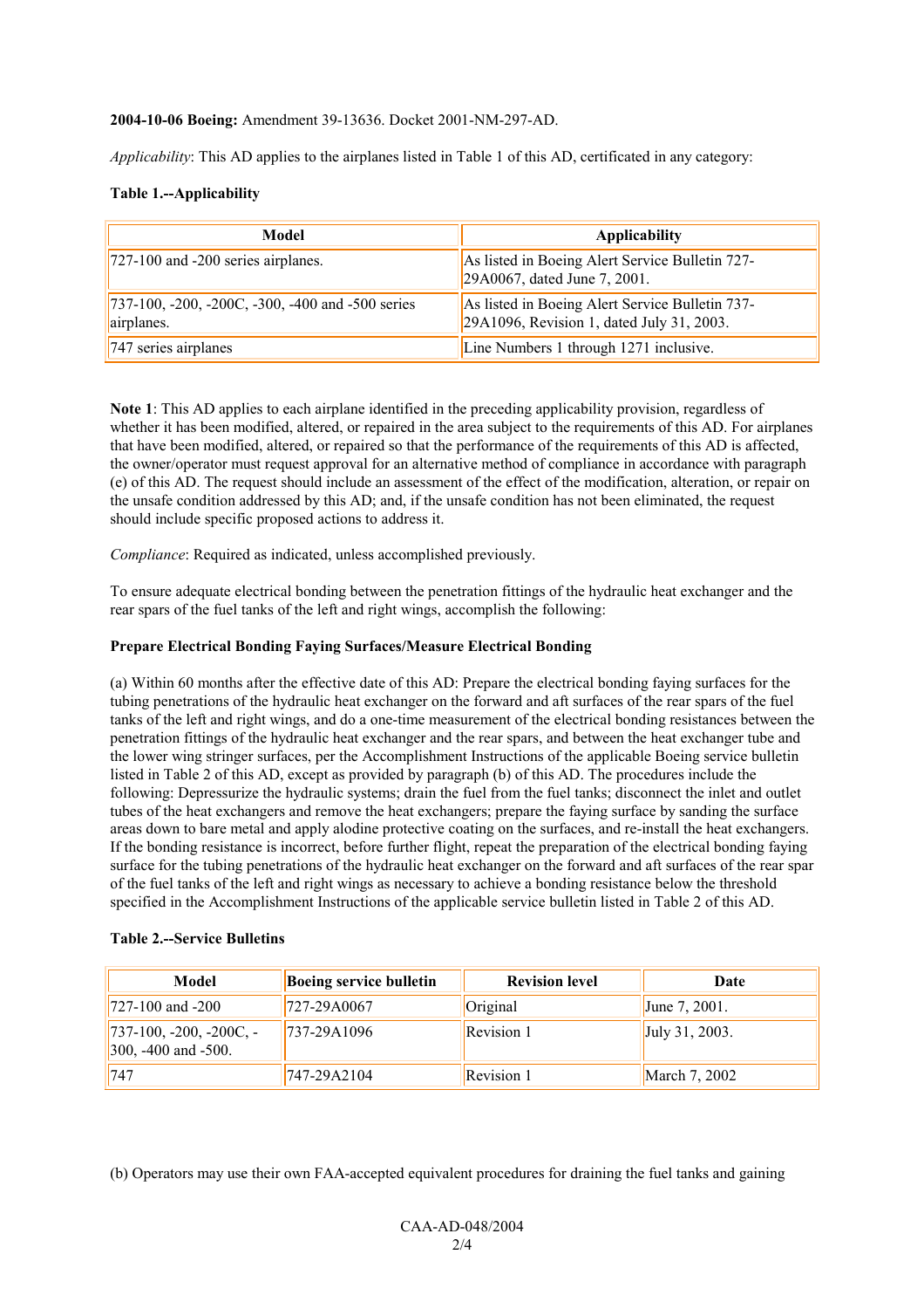**2004-10-06 Boeing:** Amendment 39-13636. Docket 2001-NM-297-AD.

*Applicability*: This AD applies to the airplanes listed in Table 1 of this AD, certificated in any category:

**Table 1.--Applicability**

| Model | Applicability |
|---|---|
| 727-100 and -200 series airplanes. | As listed in Boeing Alert Service Bulletin 727-29A0067, dated June 7, 2001. |
| 737-100, -200, -200C, -300, -400 and -500 series airplanes. | As listed in Boeing Alert Service Bulletin 737-29A1096, Revision 1, dated July 31, 2003. |
| 747 series airplanes | Line Numbers 1 through 1271 inclusive. |

**Note 1**: This AD applies to each airplane identified in the preceding applicability provision, regardless of whether it has been modified, altered, or repaired in the area subject to the requirements of this AD. For airplanes that have been modified, altered, or repaired so that the performance of the requirements of this AD is affected, the owner/operator must request approval for an alternative method of compliance in accordance with paragraph (e) of this AD. The request should include an assessment of the effect of the modification, alteration, or repair on the unsafe condition addressed by this AD; and, if the unsafe condition has not been eliminated, the request should include specific proposed actions to address it.

*Compliance*: Required as indicated, unless accomplished previously.

To ensure adequate electrical bonding between the penetration fittings of the hydraulic heat exchanger and the rear spars of the fuel tanks of the left and right wings, accomplish the following:

**Prepare Electrical Bonding Faying Surfaces/Measure Electrical Bonding**

(a) Within 60 months after the effective date of this AD: Prepare the electrical bonding faying surfaces for the tubing penetrations of the hydraulic heat exchanger on the forward and aft surfaces of the rear spars of the fuel tanks of the left and right wings, and do a one-time measurement of the electrical bonding resistances between the penetration fittings of the hydraulic heat exchanger and the rear spars, and between the heat exchanger tube and the lower wing stringer surfaces, per the Accomplishment Instructions of the applicable Boeing service bulletin listed in Table 2 of this AD, except as provided by paragraph (b) of this AD. The procedures include the following: Depressurize the hydraulic systems; drain the fuel from the fuel tanks; disconnect the inlet and outlet tubes of the heat exchangers and remove the heat exchangers; prepare the faying surface by sanding the surface areas down to bare metal and apply alodine protective coating on the surfaces, and re-install the heat exchangers. If the bonding resistance is incorrect, before further flight, repeat the preparation of the electrical bonding faying surface for the tubing penetrations of the hydraulic heat exchanger on the forward and aft surfaces of the rear spar of the fuel tanks of the left and right wings as necessary to achieve a bonding resistance below the threshold specified in the Accomplishment Instructions of the applicable service bulletin listed in Table 2 of this AD.

**Table 2.--Service Bulletins**

| Model | Boeing service bulletin | Revision level | Date |
|---|---|---|---|
| 727-100 and -200 | 727-29A0067 | Original | June 7, 2001. |
| 737-100, -200, -200C, -300, -400 and -500. | 737-29A1096 | Revision 1 | July 31, 2003. |
| 747 | 747-29A2104 | Revision 1 | March 7, 2002 |

(b) Operators may use their own FAA-accepted equivalent procedures for draining the fuel tanks and gaining

CAA-AD-048/2004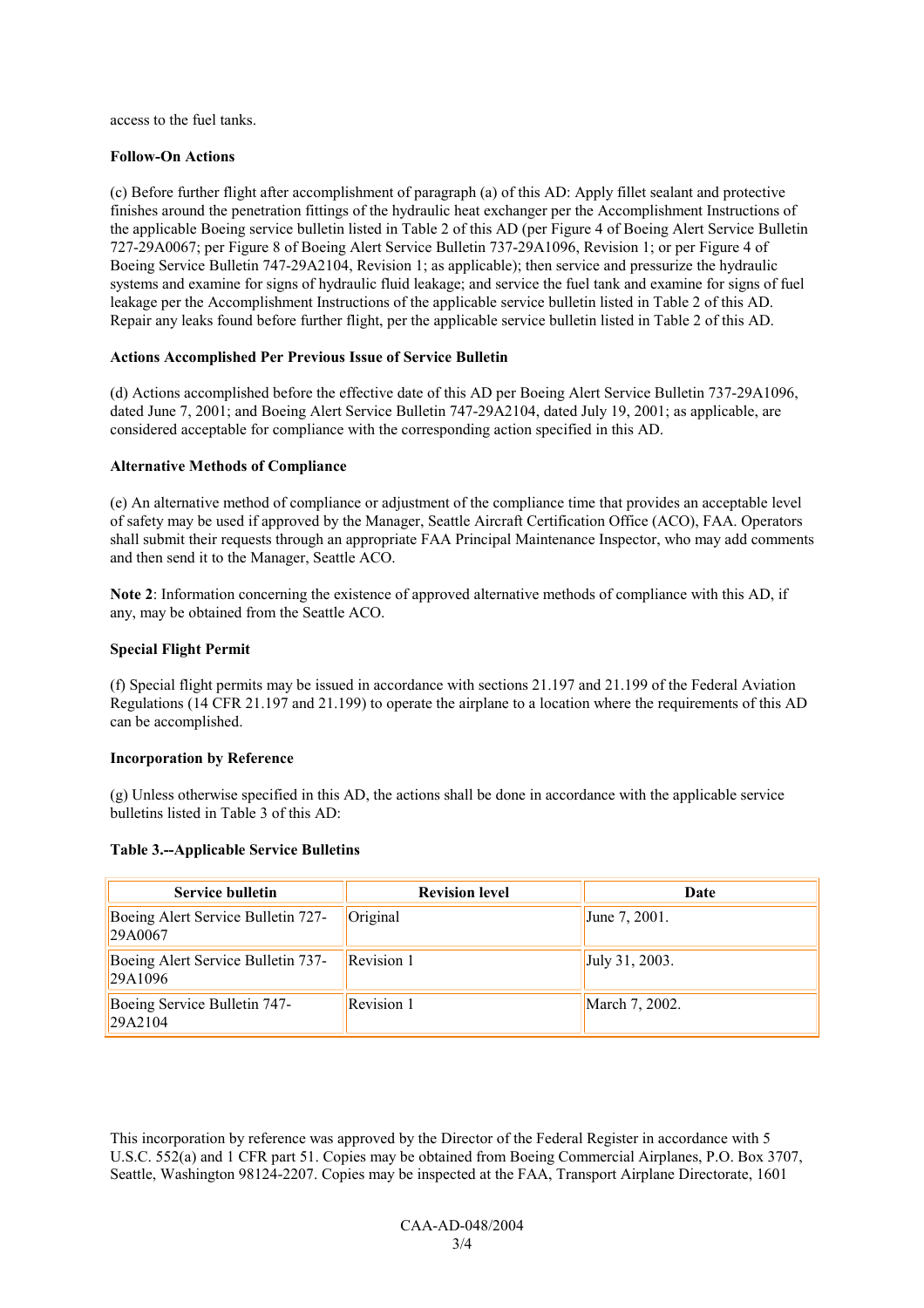access to the fuel tanks.

**Follow-On Actions**

(c) Before further flight after accomplishment of paragraph (a) of this AD: Apply fillet sealant and protective finishes around the penetration fittings of the hydraulic heat exchanger per the Accomplishment Instructions of the applicable Boeing service bulletin listed in Table 2 of this AD (per Figure 4 of Boeing Alert Service Bulletin 727-29A0067; per Figure 8 of Boeing Alert Service Bulletin 737-29A1096, Revision 1; or per Figure 4 of Boeing Service Bulletin 747-29A2104, Revision 1; as applicable); then service and pressurize the hydraulic systems and examine for signs of hydraulic fluid leakage; and service the fuel tank and examine for signs of fuel leakage per the Accomplishment Instructions of the applicable service bulletin listed in Table 2 of this AD. Repair any leaks found before further flight, per the applicable service bulletin listed in Table 2 of this AD.

**Actions Accomplished Per Previous Issue of Service Bulletin**

(d) Actions accomplished before the effective date of this AD per Boeing Alert Service Bulletin 737-29A1096, dated June 7, 2001; and Boeing Alert Service Bulletin 747-29A2104, dated July 19, 2001; as applicable, are considered acceptable for compliance with the corresponding action specified in this AD.

**Alternative Methods of Compliance**

(e) An alternative method of compliance or adjustment of the compliance time that provides an acceptable level of safety may be used if approved by the Manager, Seattle Aircraft Certification Office (ACO), FAA. Operators shall submit their requests through an appropriate FAA Principal Maintenance Inspector, who may add comments and then send it to the Manager, Seattle ACO.

**Note 2**: Information concerning the existence of approved alternative methods of compliance with this AD, if any, may be obtained from the Seattle ACO.

**Special Flight Permit**

(f) Special flight permits may be issued in accordance with sections 21.197 and 21.199 of the Federal Aviation Regulations (14 CFR 21.197 and 21.199) to operate the airplane to a location where the requirements of this AD can be accomplished.

**Incorporation by Reference**

(g) Unless otherwise specified in this AD, the actions shall be done in accordance with the applicable service bulletins listed in Table 3 of this AD:

**Table 3.--Applicable Service Bulletins**

| Service bulletin | Revision level | Date |
|---|---|---|
| Boeing Alert Service Bulletin 727-29A0067 | Original | June 7, 2001. |
| Boeing Alert Service Bulletin 737-29A1096 | Revision 1 | July 31, 2003. |
| Boeing Service Bulletin 747-29A2104 | Revision 1 | March 7, 2002. |

This incorporation by reference was approved by the Director of the Federal Register in accordance with 5 U.S.C. 552(a) and 1 CFR part 51. Copies may be obtained from Boeing Commercial Airplanes, P.O. Box 3707, Seattle, Washington 98124-2207. Copies may be inspected at the FAA, Transport Airplane Directorate, 1601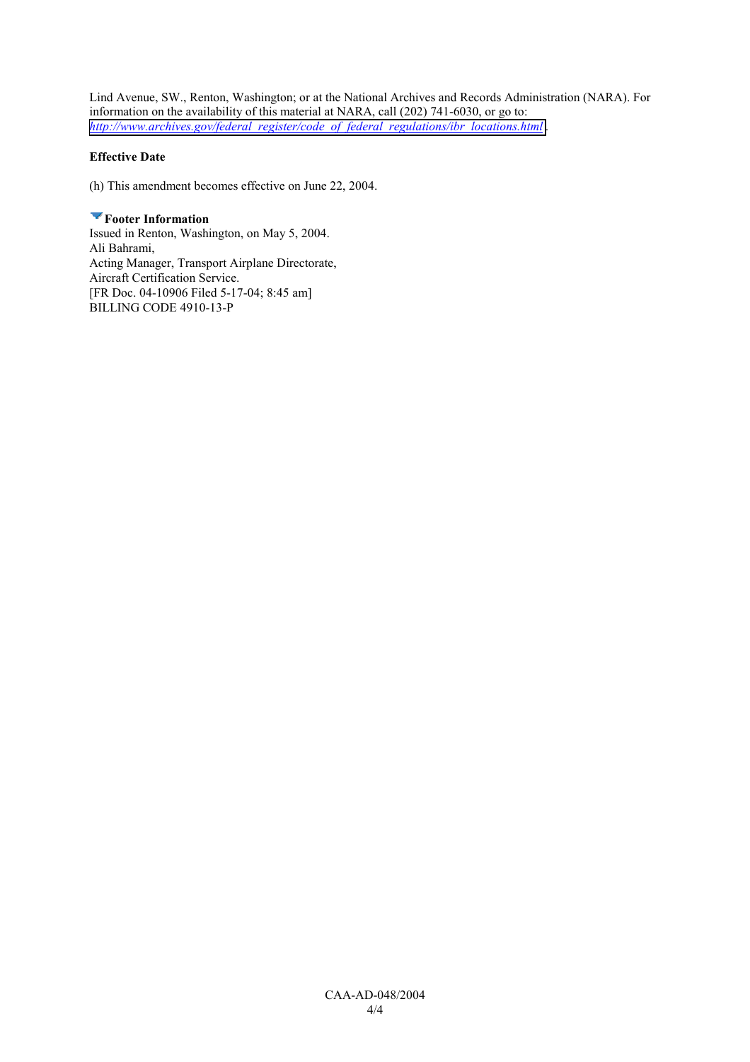Lind Avenue, SW., Renton, Washington; or at the National Archives and Records Administration (NARA). For information on the availability of this material at NARA, call (202) 741-6030, or go to: http://www.archives.gov/federal_register/code_of_federal_regulations/ibr_locations.html.

**Effective Date**

(h) This amendment becomes effective on June 22, 2004.

**Footer Information**

Issued in Renton, Washington, on May 5, 2004.
Ali Bahrami,
Acting Manager, Transport Airplane Directorate,
Aircraft Certification Service.
[FR Doc. 04-10906 Filed 5-17-04; 8:45 am]
BILLING CODE 4910-13-P